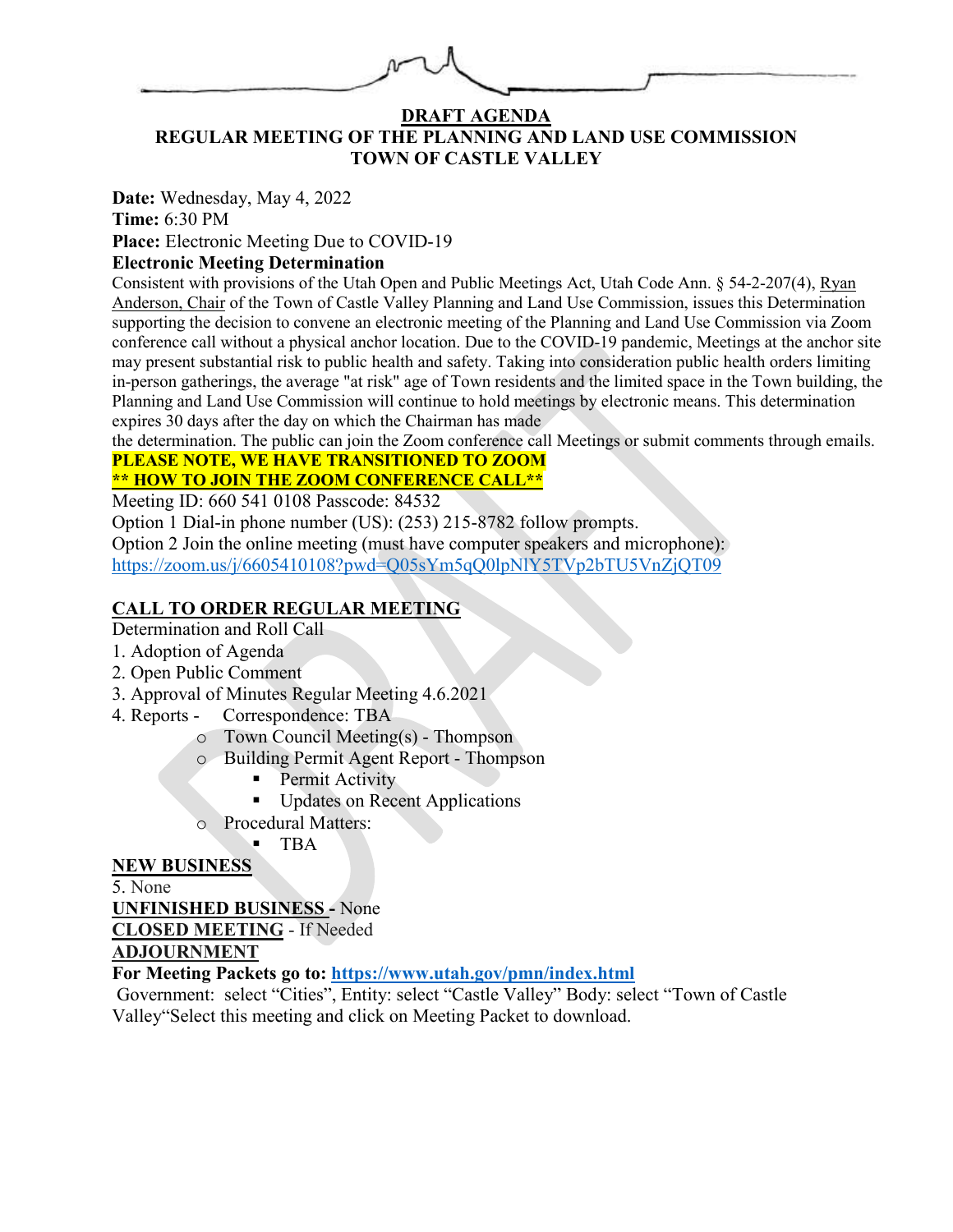**DRAFT AGENDA**

**REGULAR MEETING OF THE PLANNING AND LAND USE COMMISSION**
**TOWN OF CASTLE VALLEY**

**Date:** Wednesday, May 4, 2022
**Time:** 6:30 PM
**Place:** Electronic Meeting Due to COVID-19
**Electronic Meeting Determination**

Consistent with provisions of the Utah Open and Public Meetings Act, Utah Code Ann. § 54-2-207(4), Ryan Anderson, Chair of the Town of Castle Valley Planning and Land Use Commission, issues this Determination supporting the decision to convene an electronic meeting of the Planning and Land Use Commission via Zoom conference call without a physical anchor location. Due to the COVID-19 pandemic, Meetings at the anchor site may present substantial risk to public health and safety. Taking into consideration public health orders limiting in-person gatherings, the average "at risk" age of Town residents and the limited space in the Town building, the Planning and Land Use Commission will continue to hold meetings by electronic means. This determination expires 30 days after the day on which the Chairman has made the determination. The public can join the Zoom conference call Meetings or submit comments through emails.

**PLEASE NOTE, WE HAVE TRANSITIONED TO ZOOM**
**** HOW TO JOIN THE ZOOM CONFERENCE CALL****

Meeting ID: 660 541 0108 Passcode: 84532
Option 1 Dial-in phone number (US): (253) 215-8782 follow prompts.
Option 2 Join the online meeting (must have computer speakers and microphone):
https://zoom.us/j/6605410108?pwd=Q05sYm5qQ0lpNlY5TVp2bTU5VnZjQT09

**CALL TO ORDER REGULAR MEETING**

Determination and Roll Call

1. Adoption of Agenda
2. Open Public Comment
3. Approval of Minutes Regular Meeting 4.6.2021
4. Reports - Correspondence: TBA
   - Town Council Meeting(s) - Thompson
   - Building Permit Agent Report - Thompson
     - Permit Activity
     - Updates on Recent Applications
   - Procedural Matters:
     - TBA

**NEW BUSINESS**

5. None

**UNFINISHED BUSINESS** - None

**CLOSED MEETING** - If Needed

**ADJOURNMENT**

**For Meeting Packets go to: https://www.utah.gov/pmn/index.html**

Government: select "Cities", Entity: select "Castle Valley" Body: select "Town of Castle Valley"Select this meeting and click on Meeting Packet to download.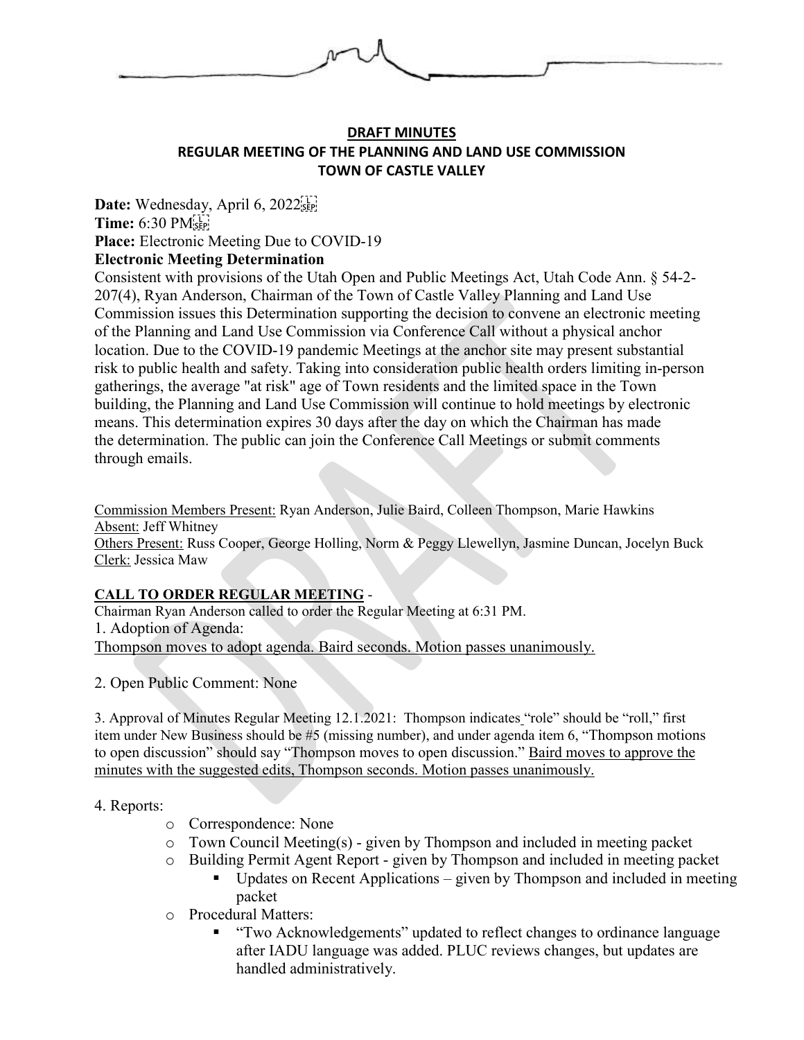**DRAFT MINUTES**
**REGULAR MEETING OF THE PLANNING AND LAND USE COMMISSION**
**TOWN OF CASTLE VALLEY**

**Date:** Wednesday, April 6, 2022
**Time:** 6:30 PM
**Place:** Electronic Meeting Due to COVID-19
**Electronic Meeting Determination**
Consistent with provisions of the Utah Open and Public Meetings Act, Utah Code Ann. § 54-2-207(4), Ryan Anderson, Chairman of the Town of Castle Valley Planning and Land Use Commission issues this Determination supporting the decision to convene an electronic meeting of the Planning and Land Use Commission via Conference Call without a physical anchor location. Due to the COVID-19 pandemic Meetings at the anchor site may present substantial risk to public health and safety. Taking into consideration public health orders limiting in-person gatherings, the average "at risk" age of Town residents and the limited space in the Town building, the Planning and Land Use Commission will continue to hold meetings by electronic means. This determination expires 30 days after the day on which the Chairman has made the determination. The public can join the Conference Call Meetings or submit comments through emails.

Commission Members Present: Ryan Anderson, Julie Baird, Colleen Thompson, Marie Hawkins
Absent: Jeff Whitney
Others Present: Russ Cooper, George Holling, Norm & Peggy Llewellyn, Jasmine Duncan, Jocelyn Buck
Clerk: Jessica Maw

**CALL TO ORDER REGULAR MEETING** -
Chairman Ryan Anderson called to order the Regular Meeting at 6:31 PM.
1. Adoption of Agenda:
Thompson moves to adopt agenda. Baird seconds. Motion passes unanimously.

2. Open Public Comment: None

3. Approval of Minutes Regular Meeting 12.1.2021: Thompson indicates "role" should be "roll," first item under New Business should be #5 (missing number), and under agenda item 6, "Thompson motions to open discussion" should say "Thompson moves to open discussion." Baird moves to approve the minutes with the suggested edits, Thompson seconds. Motion passes unanimously.

4. Reports:
- Correspondence: None
- Town Council Meeting(s) - given by Thompson and included in meeting packet
- Building Permit Agent Report - given by Thompson and included in meeting packet
  - Updates on Recent Applications – given by Thompson and included in meeting packet
- Procedural Matters:
  - "Two Acknowledgements" updated to reflect changes to ordinance language after IADU language was added. PLUC reviews changes, but updates are handled administratively.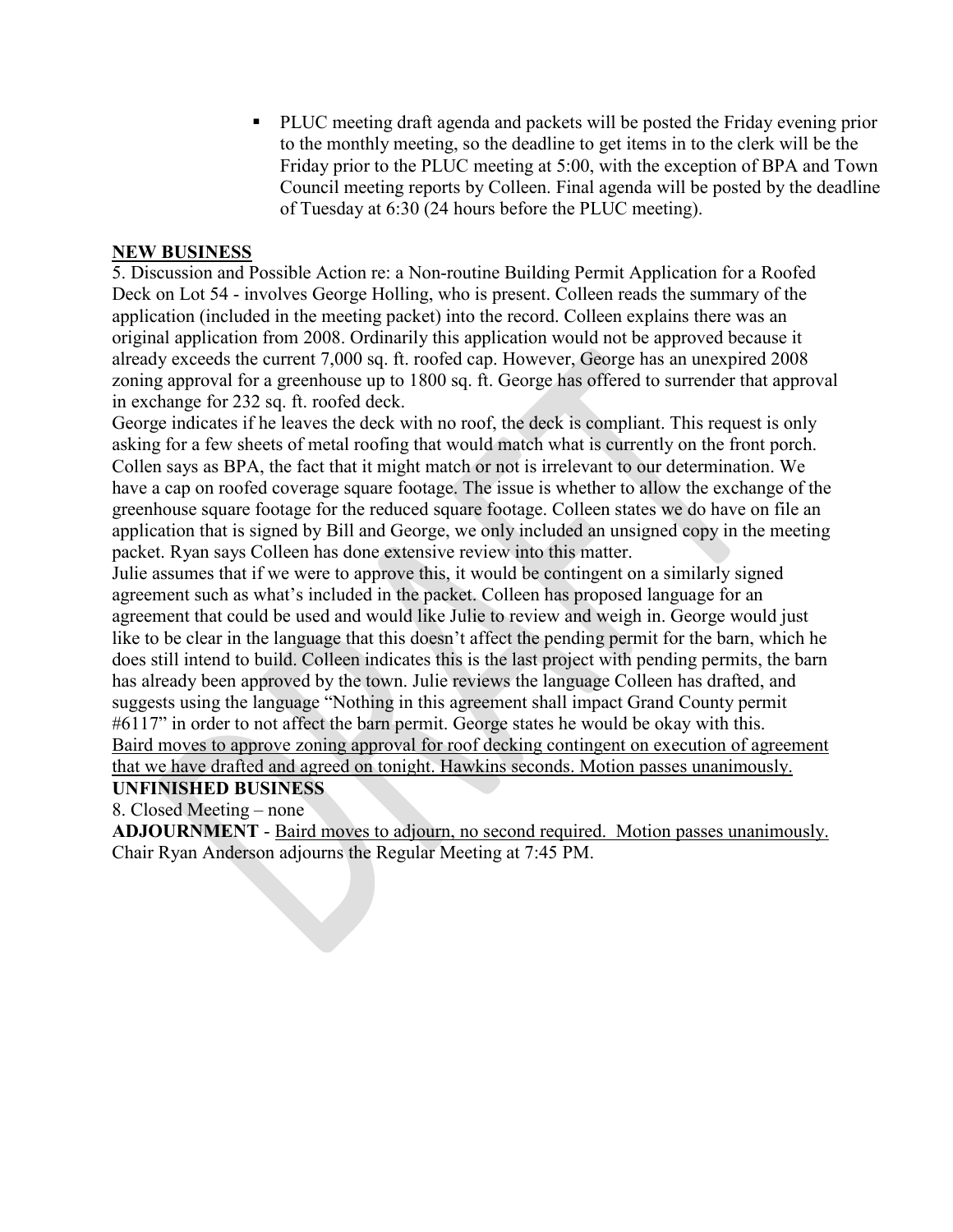- PLUC meeting draft agenda and packets will be posted the Friday evening prior to the monthly meeting, so the deadline to get items in to the clerk will be the Friday prior to the PLUC meeting at 5:00, with the exception of BPA and Town Council meeting reports by Colleen. Final agenda will be posted by the deadline of Tuesday at 6:30 (24 hours before the PLUC meeting).

**NEW BUSINESS**

5. Discussion and Possible Action re: a Non-routine Building Permit Application for a Roofed Deck on Lot 54 - involves George Holling, who is present. Colleen reads the summary of the application (included in the meeting packet) into the record. Colleen explains there was an original application from 2008. Ordinarily this application would not be approved because it already exceeds the current 7,000 sq. ft. roofed cap. However, George has an unexpired 2008 zoning approval for a greenhouse up to 1800 sq. ft. George has offered to surrender that approval in exchange for 232 sq. ft. roofed deck.

George indicates if he leaves the deck with no roof, the deck is compliant. This request is only asking for a few sheets of metal roofing that would match what is currently on the front porch. Collen says as BPA, the fact that it might match or not is irrelevant to our determination. We have a cap on roofed coverage square footage. The issue is whether to allow the exchange of the greenhouse square footage for the reduced square footage. Colleen states we do have on file an application that is signed by Bill and George, we only included an unsigned copy in the meeting packet. Ryan says Colleen has done extensive review into this matter.

Julie assumes that if we were to approve this, it would be contingent on a similarly signed agreement such as what's included in the packet. Colleen has proposed language for an agreement that could be used and would like Julie to review and weigh in. George would just like to be clear in the language that this doesn't affect the pending permit for the barn, which he does still intend to build. Colleen indicates this is the last project with pending permits, the barn has already been approved by the town. Julie reviews the language Colleen has drafted, and suggests using the language "Nothing in this agreement shall impact Grand County permit #6117" in order to not affect the barn permit. George states he would be okay with this.

Baird moves to approve zoning approval for roof decking contingent on execution of agreement that we have drafted and agreed on tonight. Hawkins seconds. Motion passes unanimously.

**UNFINISHED BUSINESS**

8. Closed Meeting – none

**ADJOURNMENT** - Baird moves to adjourn, no second required. Motion passes unanimously. Chair Ryan Anderson adjourns the Regular Meeting at 7:45 PM.